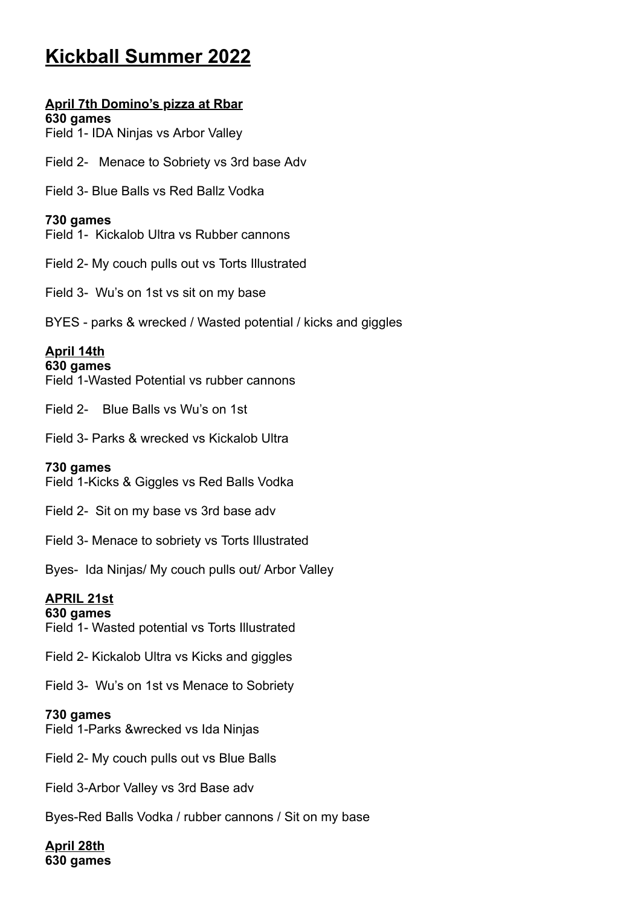# Kickball Summer 2022

**April 7th Domino's pizza at Rbar**

**630 games**

Field 1- IDA Ninjas vs Arbor Valley

Field 2- Menace to Sobriety vs 3rd base Adv

Field 3- Blue Balls vs Red Ballz Vodka

**730 games**

Field 1- Kickalob Ultra vs Rubber cannons

Field 2- My couch pulls out vs Torts Illustrated

Field 3- Wu's on 1st vs sit on my base

BYES - parks & wrecked / Wasted potential / kicks and giggles

**April 14th**

**630 games**

Field 1-Wasted Potential vs rubber cannons

Field 2- Blue Balls vs Wu's on 1st

Field 3- Parks & wrecked vs Kickalob Ultra

**730 games**

Field 1-Kicks & Giggles vs Red Balls Vodka

Field 2- Sit on my base vs 3rd base adv

Field 3- Menace to sobriety vs Torts Illustrated

Byes- Ida Ninjas/ My couch pulls out/ Arbor Valley

**APRIL 21st**

**630 games**

Field 1- Wasted potential vs Torts Illustrated

Field 2- Kickalob Ultra vs Kicks and giggles

Field 3- Wu's on 1st vs Menace to Sobriety

**730 games**

Field 1-Parks &wrecked vs Ida Ninjas

Field 2- My couch pulls out vs Blue Balls

Field 3-Arbor Valley vs 3rd Base adv

Byes-Red Balls Vodka / rubber cannons / Sit on my base

**April 28th**

**630 games**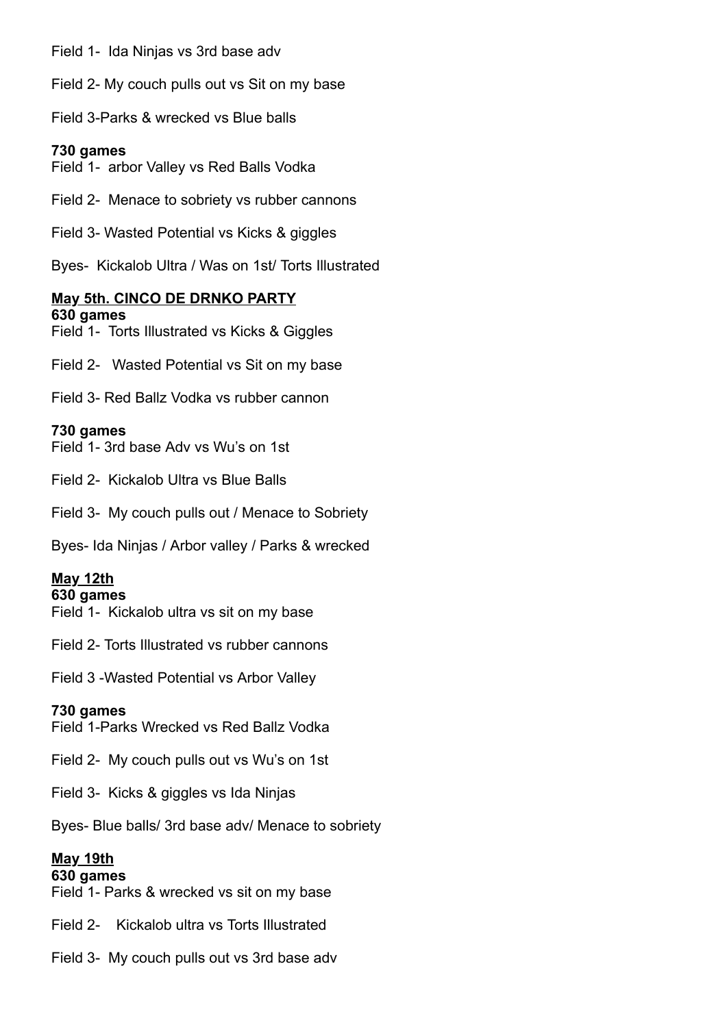Field 1- Ida Ninjas vs 3rd base adv

Field 2- My couch pulls out vs Sit on my base

Field 3-Parks & wrecked vs Blue balls

**730 games**

Field 1- arbor Valley vs Red Balls Vodka

Field 2- Menace to sobriety vs rubber cannons

Field 3- Wasted Potential vs Kicks & giggles

Byes- Kickalob Ultra / Was on 1st/ Torts Illustrated

**<u>May 5th. CINCO DE DRNKO PARTY</u>**

**630 games**

Field 1- Torts Illustrated vs Kicks & Giggles

Field 2- Wasted Potential vs Sit on my base

Field 3- Red Ballz Vodka vs rubber cannon

**730 games**

Field 1- 3rd base Adv vs Wu's on 1st

Field 2- Kickalob Ultra vs Blue Balls

Field 3- My couch pulls out / Menace to Sobriety

Byes- Ida Ninjas / Arbor valley / Parks & wrecked

**<u>May 12th</u>**

**630 games**

Field 1- Kickalob ultra vs sit on my base

Field 2- Torts Illustrated vs rubber cannons

Field 3 -Wasted Potential vs Arbor Valley

**730 games**

Field 1-Parks Wrecked vs Red Ballz Vodka

Field 2- My couch pulls out vs Wu's on 1st

Field 3- Kicks & giggles vs Ida Ninjas

Byes- Blue balls/ 3rd base adv/ Menace to sobriety

**<u>May 19th</u>**

**630 games**

Field 1- Parks & wrecked vs sit on my base

Field 2- Kickalob ultra vs Torts Illustrated

Field 3- My couch pulls out vs 3rd base adv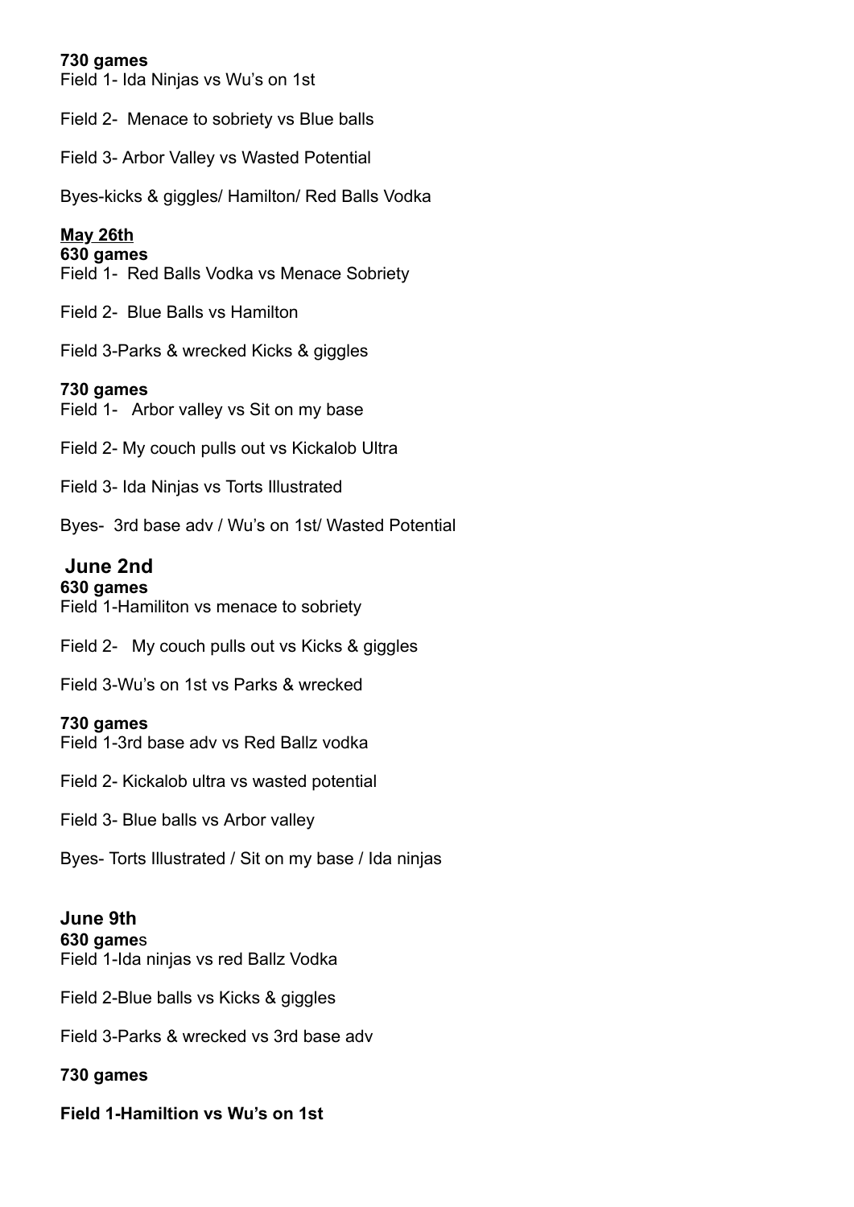**730 games**
Field 1- Ida Ninjas vs Wu's on 1st

Field 2- Menace to sobriety vs Blue balls

Field 3- Arbor Valley vs Wasted Potential

Byes-kicks & giggles/ Hamilton/ Red Balls Vodka

**May 26th**

**630 games**
Field 1- Red Balls Vodka vs Menace Sobriety

Field 2- Blue Balls vs Hamilton

Field 3-Parks & wrecked Kicks & giggles

**730 games**
Field 1- Arbor valley vs Sit on my base

Field 2- My couch pulls out vs Kickalob Ultra

Field 3- Ida Ninjas vs Torts Illustrated

Byes- 3rd base adv / Wu's on 1st/ Wasted Potential

## June 2nd

**630 games**
Field 1-Hamiliton vs menace to sobriety

Field 2- My couch pulls out vs Kicks & giggles

Field 3-Wu's on 1st vs Parks & wrecked

**730 games**
Field 1-3rd base adv vs Red Ballz vodka

Field 2- Kickalob ultra vs wasted potential

Field 3- Blue balls vs Arbor valley

Byes- Torts Illustrated / Sit on my base / Ida ninjas

## June 9th

**630 games**
Field 1-Ida ninjas vs red Ballz Vodka

Field 2-Blue balls vs Kicks & giggles

Field 3-Parks & wrecked vs 3rd base adv

**730 games**

**Field 1-Hamiltion vs Wu's on 1st**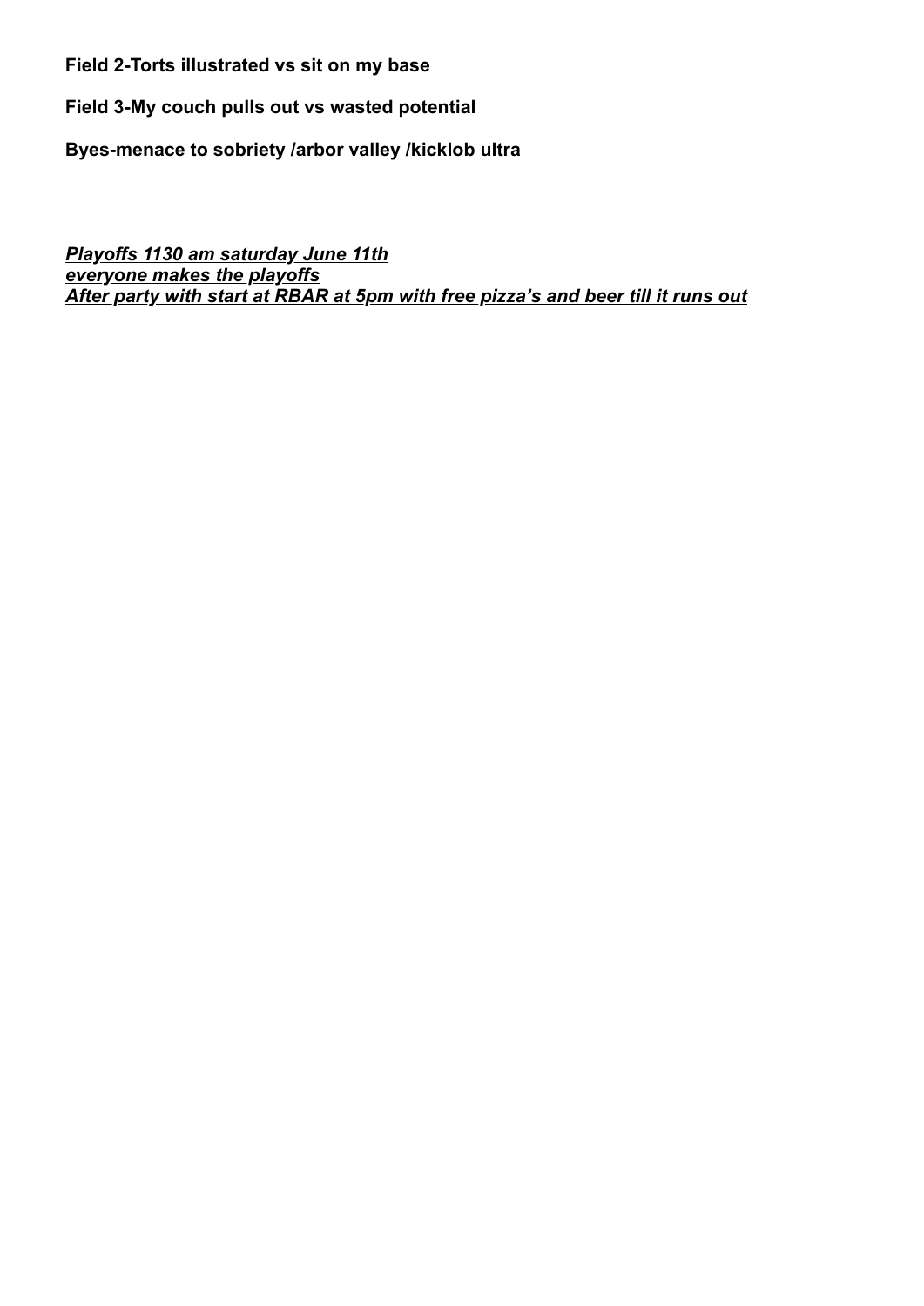**Field 2-Torts illustrated vs sit on my base**

**Field 3-My couch pulls out vs wasted potential**

**Byes-menace to sobriety /arbor valley /kicklob ultra**

***Playoffs 1130 am saturday June 11th***
***everyone makes the playoffs***
***After party with start at RBAR at 5pm with free pizza's and beer till it runs out***